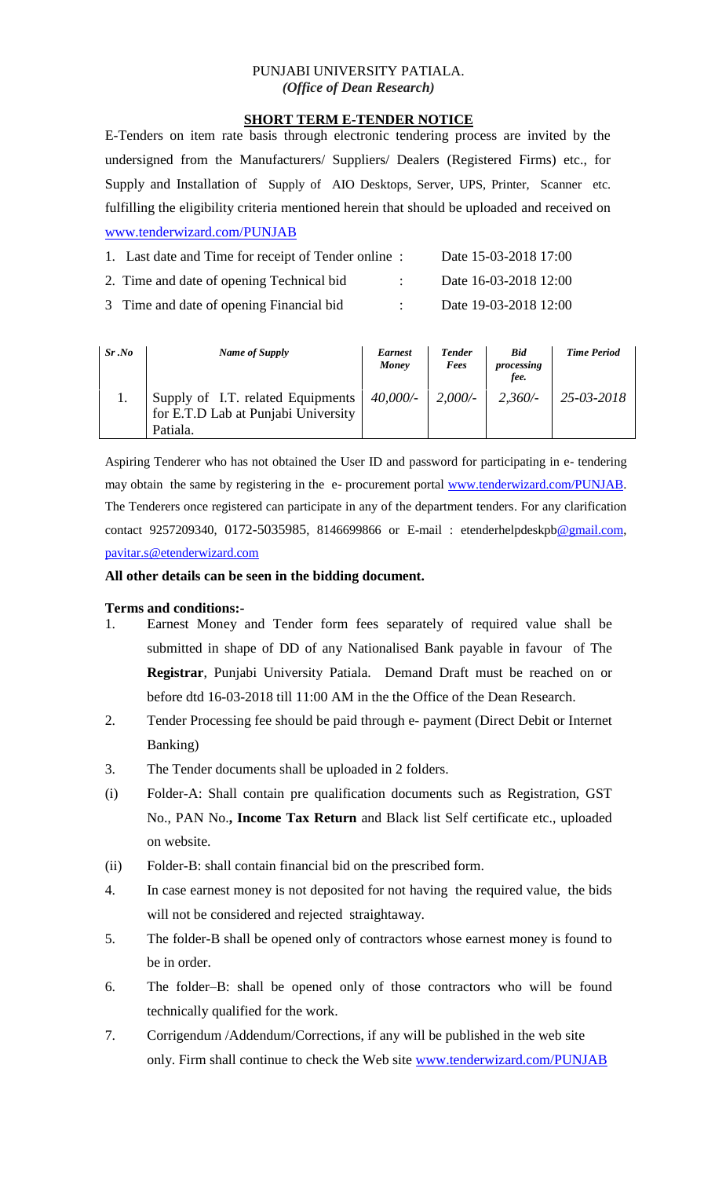PUNJABI UNIVERSITY PATIALA.
*(Office of Dean Research)*

**SHORT TERM E-TENDER NOTICE**

E-Tenders on item rate basis through electronic tendering process are invited by the undersigned from the Manufacturers/ Suppliers/ Dealers (Registered Firms) etc., for Supply and Installation of Supply of AIO Desktops, Server, UPS, Printer, Scanner etc. fulfilling the eligibility criteria mentioned herein that should be uploaded and received on www.tenderwizard.com/PUNJAB

1. Last date and Time for receipt of Tender online : Date 15-03-2018 17:00
2. Time and date of opening Technical bid : Date 16-03-2018 12:00
3. Time and date of opening Financial bid : Date 19-03-2018 12:00

| *Sr .No* | *Name of Supply* | *Earnest Money* | *Tender Fees* | *Bid processing fee.* | *Time Period* |
|---|---|---|---|---|---|
| 1. | Supply of I.T. related Equipments for E.T.D Lab at Punjabi University Patiala. | *40,000/-* | *2,000/-* | *2,360/-* | *25-03-2018* |

Aspiring Tenderer who has not obtained the User ID and password for participating in e- tendering may obtain the same by registering in the e- procurement portal www.tenderwizard.com/PUNJAB. The Tenderers once registered can participate in any of the department tenders. For any clarification contact 9257209340, 0172-5035985, 8146699866 or E-mail : etenderhelpdeskpb@gmail.com, pavitar.s@etenderwizard.com

**All other details can be seen in the bidding document.**

**Terms and conditions:-**

1. Earnest Money and Tender form fees separately of required value shall be submitted in shape of DD of any Nationalised Bank payable in favour of The **Registrar**, Punjabi University Patiala. Demand Draft must be reached on or before dtd 16-03-2018 till 11:00 AM in the the Office of the Dean Research.
2. Tender Processing fee should be paid through e- payment (Direct Debit or Internet Banking)
3. The Tender documents shall be uploaded in 2 folders.

(i) Folder-A: Shall contain pre qualification documents such as Registration, GST No., PAN No.**, Income Tax Return** and Black list Self certificate etc., uploaded on website.

(ii) Folder-B: shall contain financial bid on the prescribed form.

4. In case earnest money is not deposited for not having the required value, the bids will not be considered and rejected straightaway.
5. The folder-B shall be opened only of contractors whose earnest money is found to be in order.
6. The folder–B: shall be opened only of those contractors who will be found technically qualified for the work.
7. Corrigendum /Addendum/Corrections, if any will be published in the web site only. Firm shall continue to check the Web site www.tenderwizard.com/PUNJAB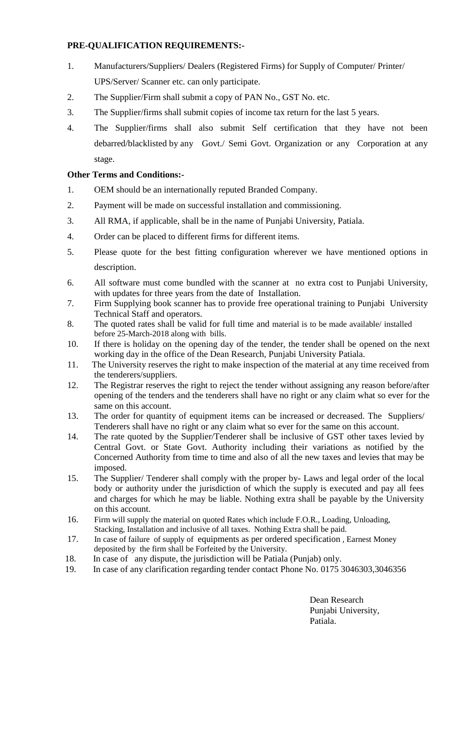**PRE-QUALIFICATION REQUIREMENTS:-**

1. Manufacturers/Suppliers/ Dealers (Registered Firms) for Supply of Computer/ Printer/ UPS/Server/ Scanner etc. can only participate.
2. The Supplier/Firm shall submit a copy of PAN No., GST No. etc.
3. The Supplier/firms shall submit copies of income tax return for the last 5 years.
4. The Supplier/firms shall also submit Self certification that they have not been debarred/blacklisted by any Govt./ Semi Govt. Organization or any Corporation at any stage.

**Other Terms and Conditions:-**

1. OEM should be an internationally reputed Branded Company.
2. Payment will be made on successful installation and commissioning.
3. All RMA, if applicable, shall be in the name of Punjabi University, Patiala.
4. Order can be placed to different firms for different items.
5. Please quote for the best fitting configuration wherever we have mentioned options in description.
6. All software must come bundled with the scanner at no extra cost to Punjabi University, with updates for three years from the date of Installation.
7. Firm Supplying book scanner has to provide free operational training to Punjabi University Technical Staff and operators.
8. The quoted rates shall be valid for full time and material is to be made available/ installed before 25-March-2018 along with bills.

10. If there is holiday on the opening day of the tender, the tender shall be opened on the next working day in the office of the Dean Research, Punjabi University Patiala.
11. The University reserves the right to make inspection of the material at any time received from the tenderers/suppliers.
12. The Registrar reserves the right to reject the tender without assigning any reason before/after opening of the tenders and the tenderers shall have no right or any claim what so ever for the same on this account.
13. The order for quantity of equipment items can be increased or decreased. The Suppliers/ Tenderers shall have no right or any claim what so ever for the same on this account.
14. The rate quoted by the Supplier/Tenderer shall be inclusive of GST other taxes levied by Central Govt. or State Govt. Authority including their variations as notified by the Concerned Authority from time to time and also of all the new taxes and levies that may be imposed.
15. The Supplier/ Tenderer shall comply with the proper by- Laws and legal order of the local body or authority under the jurisdiction of which the supply is executed and pay all fees and charges for which he may be liable. Nothing extra shall be payable by the University on this account.
16. Firm will supply the material on quoted Rates which include F.O.R., Loading, Unloading, Stacking, Installation and inclusive of all taxes. Nothing Extra shall be paid.
17. In case of failure of supply of equipments as per ordered specification , Earnest Money deposited by the firm shall be Forfeited by the University.
18. In case of any dispute, the jurisdiction will be Patiala (Punjab) only.
19. In case of any clarification regarding tender contact Phone No. 0175 3046303,3046356

Dean Research
Punjabi University,
Patiala.